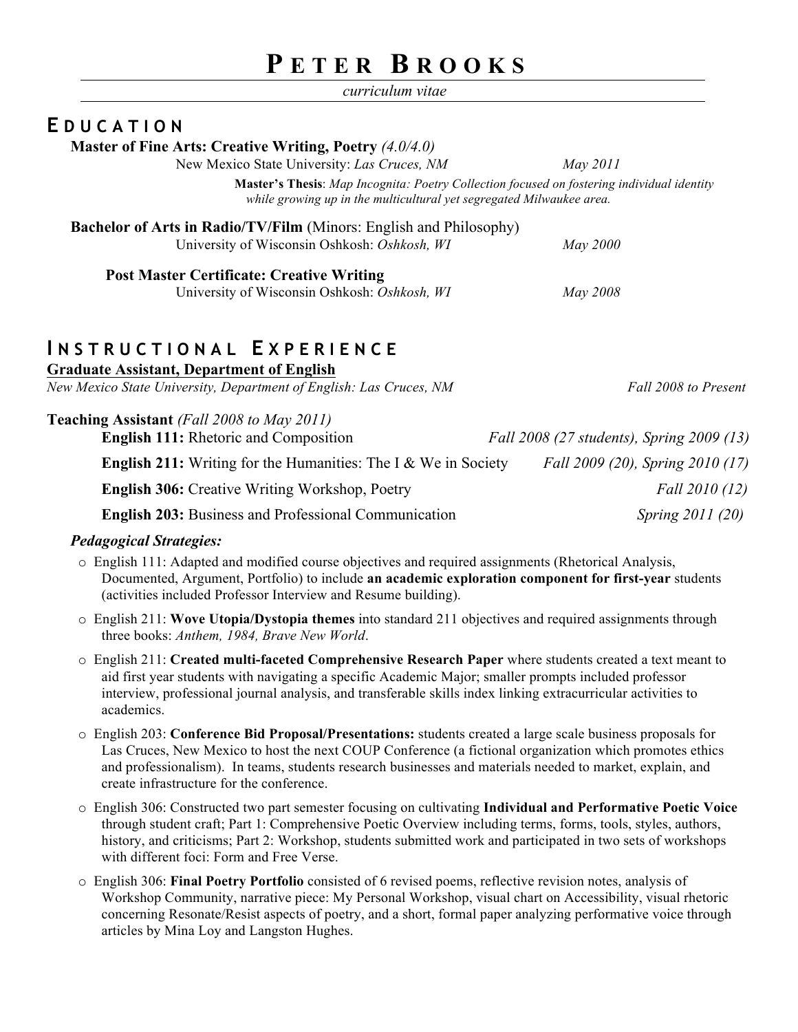# PETER BROOKS

*curriculum vitae*

## EDUCATION

**Master of Fine Arts: Creative Writing, Poetry** *(4.0/4.0)*

New Mexico State University: *Las Cruces, NM* — *May 2011*

**Master's Thesis**: *Map Incognita: Poetry Collection focused on fostering individual identity while growing up in the multicultural yet segregated Milwaukee area.*

**Bachelor of Arts in Radio/TV/Film** (Minors: English and Philosophy)

University of Wisconsin Oshkosh: *Oshkosh, WI* — *May 2000*

**Post Master Certificate: Creative Writing**

University of Wisconsin Oshkosh: *Oshkosh, WI* — *May 2008*

## INSTRUCTIONAL EXPERIENCE

**Graduate Assistant, Department of English**

*New Mexico State University, Department of English: Las Cruces, NM* — *Fall 2008 to Present*

**Teaching Assistant** *(Fall 2008 to May 2011)*

| | |
|---|---|
| **English 111:** Rhetoric and Composition | *Fall 2008 (27 students), Spring 2009 (13)* |
| **English 211:** Writing for the Humanities: The I & We in Society | *Fall 2009 (20), Spring 2010 (17)* |
| **English 306:** Creative Writing Workshop, Poetry | *Fall 2010 (12)* |
| **English 203:** Business and Professional Communication | *Spring 2011 (20)* |

***Pedagogical Strategies:***

- English 111: Adapted and modified course objectives and required assignments (Rhetorical Analysis, Documented, Argument, Portfolio) to include **an academic exploration component for first-year** students (activities included Professor Interview and Resume building).
- English 211: **Wove Utopia/Dystopia themes** into standard 211 objectives and required assignments through three books: *Anthem, 1984, Brave New World*.
- English 211: **Created multi-faceted Comprehensive Research Paper** where students created a text meant to aid first year students with navigating a specific Academic Major; smaller prompts included professor interview, professional journal analysis, and transferable skills index linking extracurricular activities to academics.
- English 203: **Conference Bid Proposal/Presentations:** students created a large scale business proposals for Las Cruces, New Mexico to host the next COUP Conference (a fictional organization which promotes ethics and professionalism). In teams, students research businesses and materials needed to market, explain, and create infrastructure for the conference.
- English 306: Constructed two part semester focusing on cultivating **Individual and Performative Poetic Voice** through student craft; Part 1: Comprehensive Poetic Overview including terms, forms, tools, styles, authors, history, and criticisms; Part 2: Workshop, students submitted work and participated in two sets of workshops with different foci: Form and Free Verse.
- English 306: **Final Poetry Portfolio** consisted of 6 revised poems, reflective revision notes, analysis of Workshop Community, narrative piece: My Personal Workshop, visual chart on Accessibility, visual rhetoric concerning Resonate/Resist aspects of poetry, and a short, formal paper analyzing performative voice through articles by Mina Loy and Langston Hughes.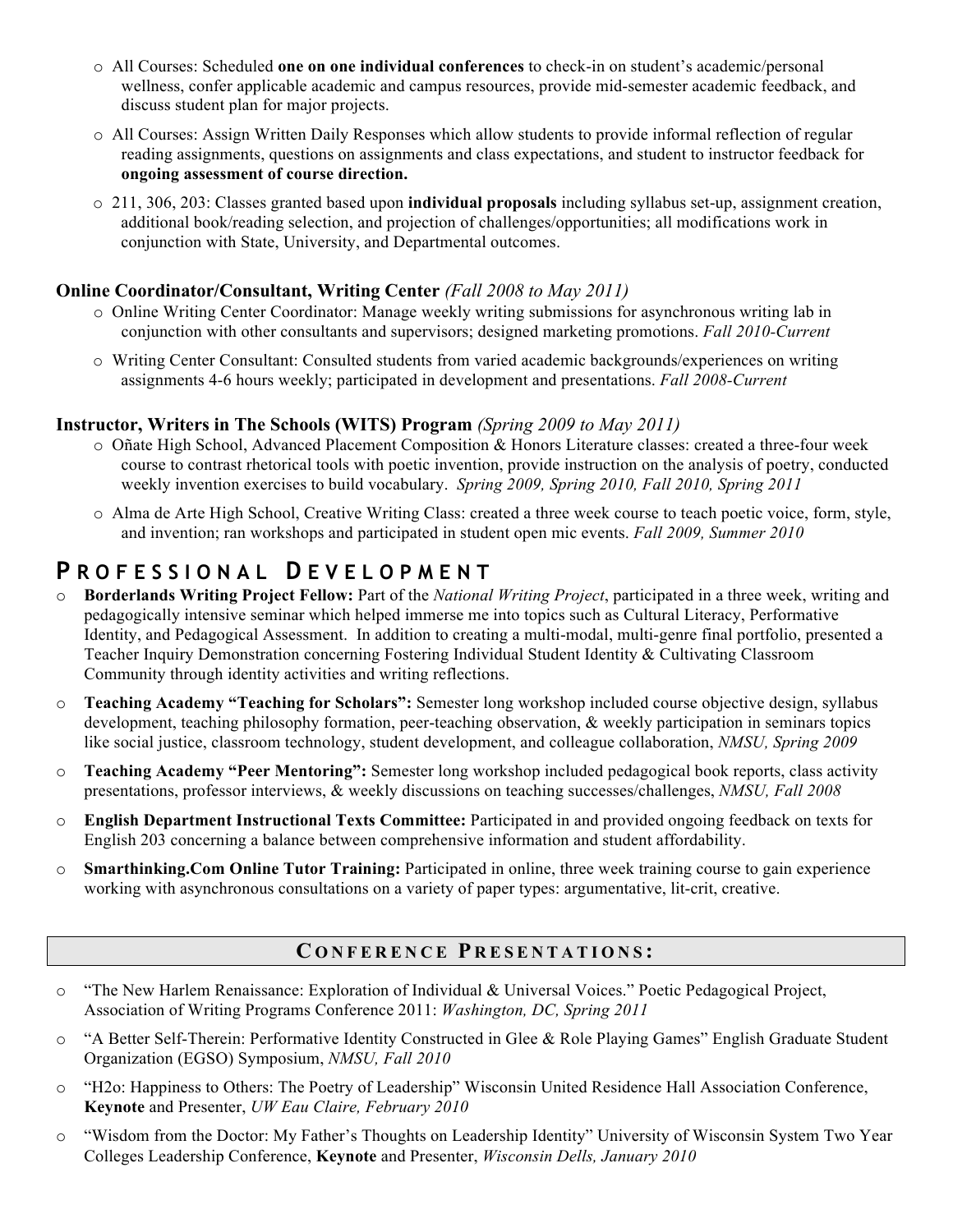- All Courses: Scheduled **one on one individual conferences** to check-in on student's academic/personal wellness, confer applicable academic and campus resources, provide mid-semester academic feedback, and discuss student plan for major projects.
- All Courses: Assign Written Daily Responses which allow students to provide informal reflection of regular reading assignments, questions on assignments and class expectations, and student to instructor feedback for **ongoing assessment of course direction.**
- 211, 306, 203: Classes granted based upon **individual proposals** including syllabus set-up, assignment creation, additional book/reading selection, and projection of challenges/opportunities; all modifications work in conjunction with State, University, and Departmental outcomes.

### Online Coordinator/Consultant, Writing Center *(Fall 2008 to May 2011)*

- Online Writing Center Coordinator: Manage weekly writing submissions for asynchronous writing lab in conjunction with other consultants and supervisors; designed marketing promotions. *Fall 2010-Current*
- Writing Center Consultant: Consulted students from varied academic backgrounds/experiences on writing assignments 4-6 hours weekly; participated in development and presentations. *Fall 2008-Current*

### Instructor, Writers in The Schools (WITS) Program *(Spring 2009 to May 2011)*

- Oñate High School, Advanced Placement Composition & Honors Literature classes: created a three-four week course to contrast rhetorical tools with poetic invention, provide instruction on the analysis of poetry, conducted weekly invention exercises to build vocabulary. *Spring 2009, Spring 2010, Fall 2010, Spring 2011*
- Alma de Arte High School, Creative Writing Class: created a three week course to teach poetic voice, form, style, and invention; ran workshops and participated in student open mic events. *Fall 2009, Summer 2010*

## PROFESSIONAL DEVELOPMENT

- **Borderlands Writing Project Fellow:** Part of the *National Writing Project*, participated in a three week, writing and pedagogically intensive seminar which helped immerse me into topics such as Cultural Literacy, Performative Identity, and Pedagogical Assessment. In addition to creating a multi-modal, multi-genre final portfolio, presented a Teacher Inquiry Demonstration concerning Fostering Individual Student Identity & Cultivating Classroom Community through identity activities and writing reflections.
- **Teaching Academy "Teaching for Scholars":** Semester long workshop included course objective design, syllabus development, teaching philosophy formation, peer-teaching observation, & weekly participation in seminars topics like social justice, classroom technology, student development, and colleague collaboration, *NMSU, Spring 2009*
- **Teaching Academy "Peer Mentoring":** Semester long workshop included pedagogical book reports, class activity presentations, professor interviews, & weekly discussions on teaching successes/challenges, *NMSU, Fall 2008*
- **English Department Instructional Texts Committee:** Participated in and provided ongoing feedback on texts for English 203 concerning a balance between comprehensive information and student affordability.
- **Smarthinking.Com Online Tutor Training:** Participated in online, three week training course to gain experience working with asynchronous consultations on a variety of paper types: argumentative, lit-crit, creative.

## CONFERENCE PRESENTATIONS:

- "The New Harlem Renaissance: Exploration of Individual & Universal Voices." Poetic Pedagogical Project, Association of Writing Programs Conference 2011: *Washington, DC, Spring 2011*
- "A Better Self-Therein: Performative Identity Constructed in Glee & Role Playing Games" English Graduate Student Organization (EGSO) Symposium, *NMSU, Fall 2010*
- "H2o: Happiness to Others: The Poetry of Leadership" Wisconsin United Residence Hall Association Conference, **Keynote** and Presenter, *UW Eau Claire, February 2010*
- "Wisdom from the Doctor: My Father's Thoughts on Leadership Identity" University of Wisconsin System Two Year Colleges Leadership Conference, **Keynote** and Presenter, *Wisconsin Dells, January 2010*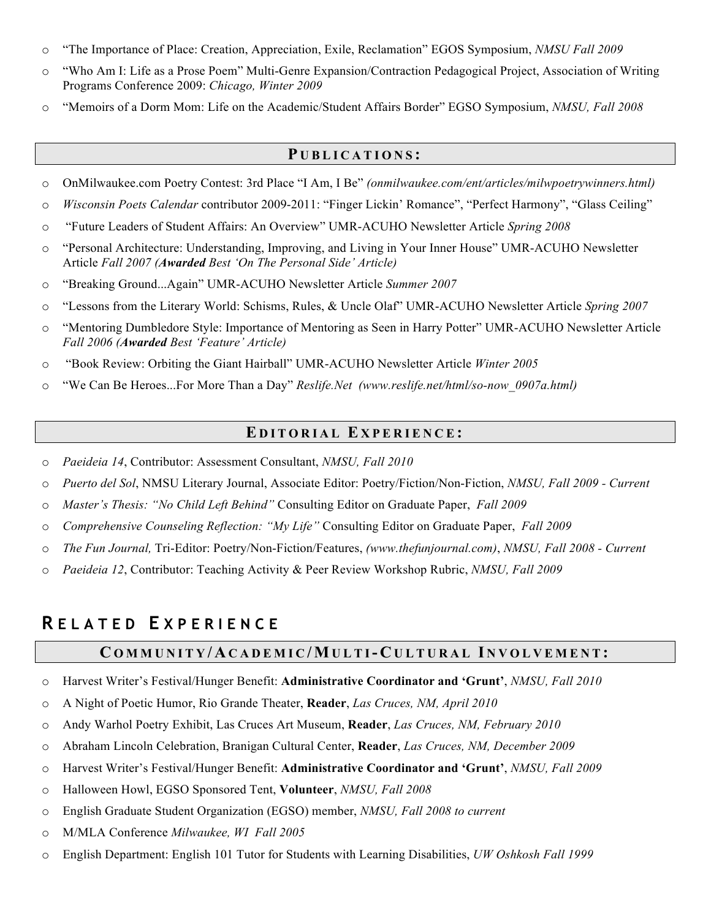- "The Importance of Place: Creation, Appreciation, Exile, Reclamation" EGOS Symposium, *NMSU Fall 2009*
- "Who Am I: Life as a Prose Poem" Multi-Genre Expansion/Contraction Pedagogical Project, Association of Writing Programs Conference 2009: *Chicago, Winter 2009*
- "Memoirs of a Dorm Mom: Life on the Academic/Student Affairs Border" EGSO Symposium, *NMSU, Fall 2008*

### PUBLICATIONS:

- OnMilwaukee.com Poetry Contest: 3rd Place "I Am, I Be" *(onmilwaukee.com/ent/articles/milwpoetrywinners.html)*
- *Wisconsin Poets Calendar* contributor 2009-2011: "Finger Lickin' Romance", "Perfect Harmony", "Glass Ceiling"
- "Future Leaders of Student Affairs: An Overview" UMR-ACUHO Newsletter Article *Spring 2008*
- "Personal Architecture: Understanding, Improving, and Living in Your Inner House" UMR-ACUHO Newsletter Article *Fall 2007 (**Awarded** Best 'On The Personal Side' Article)*
- "Breaking Ground...Again" UMR-ACUHO Newsletter Article *Summer 2007*
- "Lessons from the Literary World: Schisms, Rules, & Uncle Olaf" UMR-ACUHO Newsletter Article *Spring 2007*
- "Mentoring Dumbledore Style: Importance of Mentoring as Seen in Harry Potter" UMR-ACUHO Newsletter Article *Fall 2006 (**Awarded** Best 'Feature' Article)*
- "Book Review: Orbiting the Giant Hairball" UMR-ACUHO Newsletter Article *Winter 2005*
- "We Can Be Heroes...For More Than a Day" *Reslife.Net (www.reslife.net/html/so-now_0907a.html)*

### EDITORIAL EXPERIENCE:

- *Paeideia 14*, Contributor: Assessment Consultant, *NMSU, Fall 2010*
- *Puerto del Sol*, NMSU Literary Journal, Associate Editor: Poetry/Fiction/Non-Fiction, *NMSU, Fall 2009 - Current*
- *Master's Thesis: "No Child Left Behind"* Consulting Editor on Graduate Paper, *Fall 2009*
- *Comprehensive Counseling Reflection: "My Life"* Consulting Editor on Graduate Paper, *Fall 2009*
- *The Fun Journal,* Tri-Editor: Poetry/Non-Fiction/Features, *(www.thefunjournal.com)*, *NMSU, Fall 2008 - Current*
- *Paeideia 12*, Contributor: Teaching Activity & Peer Review Workshop Rubric, *NMSU, Fall 2009*

## RELATED EXPERIENCE

### COMMUNITY/ACADEMIC/MULTI-CULTURAL INVOLVEMENT:

- Harvest Writer's Festival/Hunger Benefit: **Administrative Coordinator and 'Grunt'**, *NMSU, Fall 2010*
- A Night of Poetic Humor, Rio Grande Theater, **Reader**, *Las Cruces, NM, April 2010*
- Andy Warhol Poetry Exhibit, Las Cruces Art Museum, **Reader**, *Las Cruces, NM, February 2010*
- Abraham Lincoln Celebration, Branigan Cultural Center, **Reader**, *Las Cruces, NM, December 2009*
- Harvest Writer's Festival/Hunger Benefit: **Administrative Coordinator and 'Grunt'**, *NMSU, Fall 2009*
- Halloween Howl, EGSO Sponsored Tent, **Volunteer**, *NMSU, Fall 2008*
- English Graduate Student Organization (EGSO) member, *NMSU, Fall 2008 to current*
- M/MLA Conference *Milwaukee, WI Fall 2005*
- English Department: English 101 Tutor for Students with Learning Disabilities, *UW Oshkosh Fall 1999*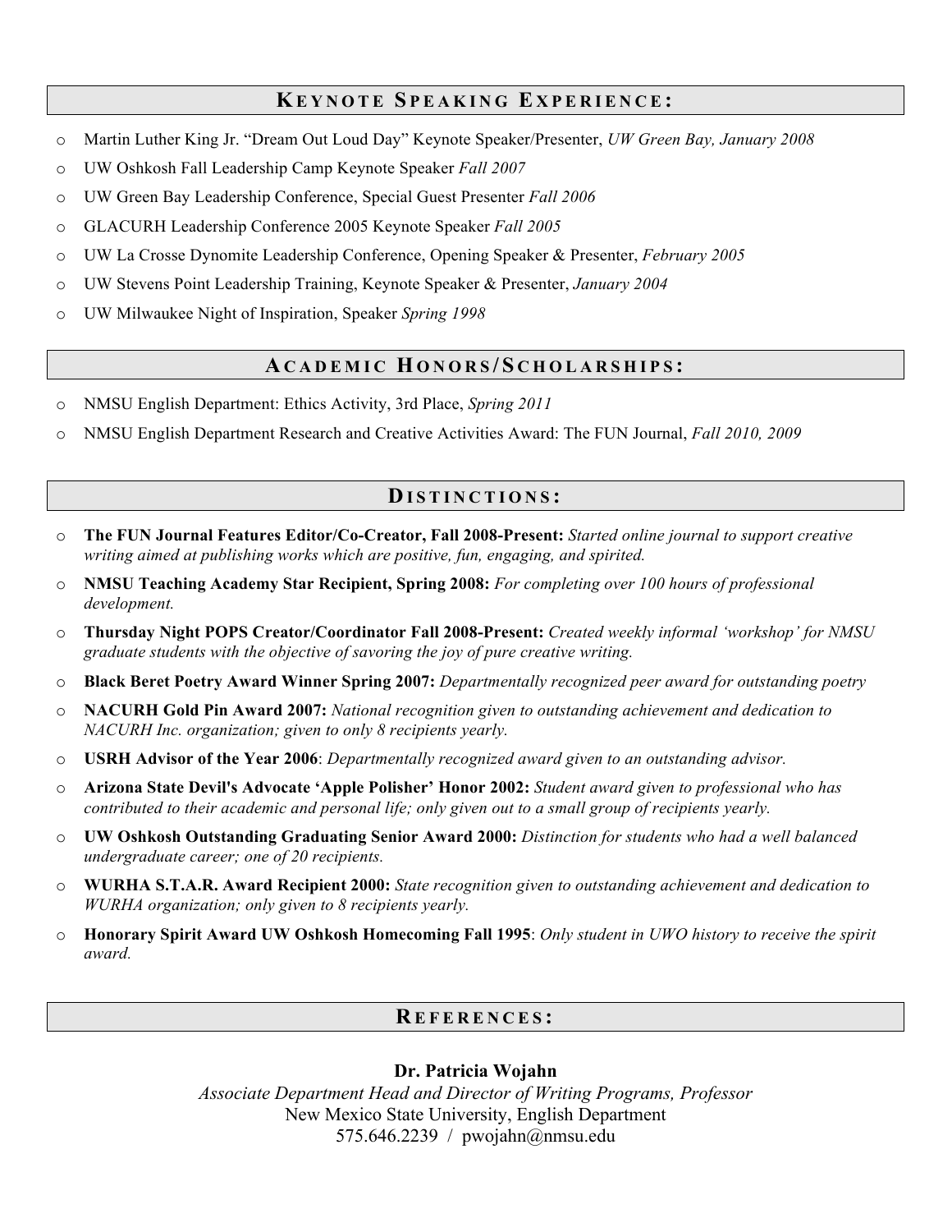## KEYNOTE SPEAKING EXPERIENCE:

- Martin Luther King Jr. "Dream Out Loud Day" Keynote Speaker/Presenter, *UW Green Bay, January 2008*
- UW Oshkosh Fall Leadership Camp Keynote Speaker *Fall 2007*
- UW Green Bay Leadership Conference, Special Guest Presenter *Fall 2006*
- GLACURH Leadership Conference 2005 Keynote Speaker *Fall 2005*
- UW La Crosse Dynomite Leadership Conference, Opening Speaker & Presenter, *February 2005*
- UW Stevens Point Leadership Training, Keynote Speaker & Presenter, *January 2004*
- UW Milwaukee Night of Inspiration, Speaker *Spring 1998*

## ACADEMIC HONORS/SCHOLARSHIPS:

- NMSU English Department: Ethics Activity, 3rd Place, *Spring 2011*
- NMSU English Department Research and Creative Activities Award: The FUN Journal, *Fall 2010, 2009*

## DISTINCTIONS:

- **The FUN Journal Features Editor/Co-Creator, Fall 2008-Present:** *Started online journal to support creative writing aimed at publishing works which are positive, fun, engaging, and spirited.*
- **NMSU Teaching Academy Star Recipient, Spring 2008:** *For completing over 100 hours of professional development.*
- **Thursday Night POPS Creator/Coordinator Fall 2008-Present:** *Created weekly informal 'workshop' for NMSU graduate students with the objective of savoring the joy of pure creative writing.*
- **Black Beret Poetry Award Winner Spring 2007:** *Departmentally recognized peer award for outstanding poetry*
- **NACURH Gold Pin Award 2007:** *National recognition given to outstanding achievement and dedication to NACURH Inc. organization; given to only 8 recipients yearly.*
- **USRH Advisor of the Year 2006**: *Departmentally recognized award given to an outstanding advisor.*
- **Arizona State Devil's Advocate 'Apple Polisher' Honor 2002:** *Student award given to professional who has contributed to their academic and personal life; only given out to a small group of recipients yearly.*
- **UW Oshkosh Outstanding Graduating Senior Award 2000:** *Distinction for students who had a well balanced undergraduate career; one of 20 recipients.*
- **WURHA S.T.A.R. Award Recipient 2000:** *State recognition given to outstanding achievement and dedication to WURHA organization; only given to 8 recipients yearly.*
- **Honorary Spirit Award UW Oshkosh Homecoming Fall 1995**: *Only student in UWO history to receive the spirit award.*

## REFERENCES:

**Dr. Patricia Wojahn**
*Associate Department Head and Director of Writing Programs, Professor*
New Mexico State University, English Department
575.646.2239 / pwojahn@nmsu.edu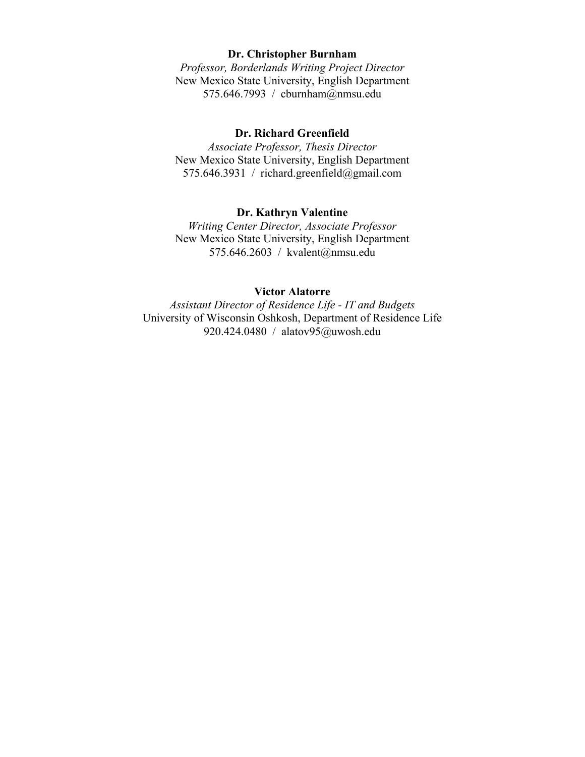**Dr. Christopher Burnham**
*Professor, Borderlands Writing Project Director*
New Mexico State University, English Department
575.646.7993 / cburnham@nmsu.edu

**Dr. Richard Greenfield**
*Associate Professor, Thesis Director*
New Mexico State University, English Department
575.646.3931 / richard.greenfield@gmail.com

**Dr. Kathryn Valentine**
*Writing Center Director, Associate Professor*
New Mexico State University, English Department
575.646.2603 / kvalent@nmsu.edu

**Victor Alatorre**
*Assistant Director of Residence Life - IT and Budgets*
University of Wisconsin Oshkosh, Department of Residence Life
920.424.0480 / alatov95@uwosh.edu